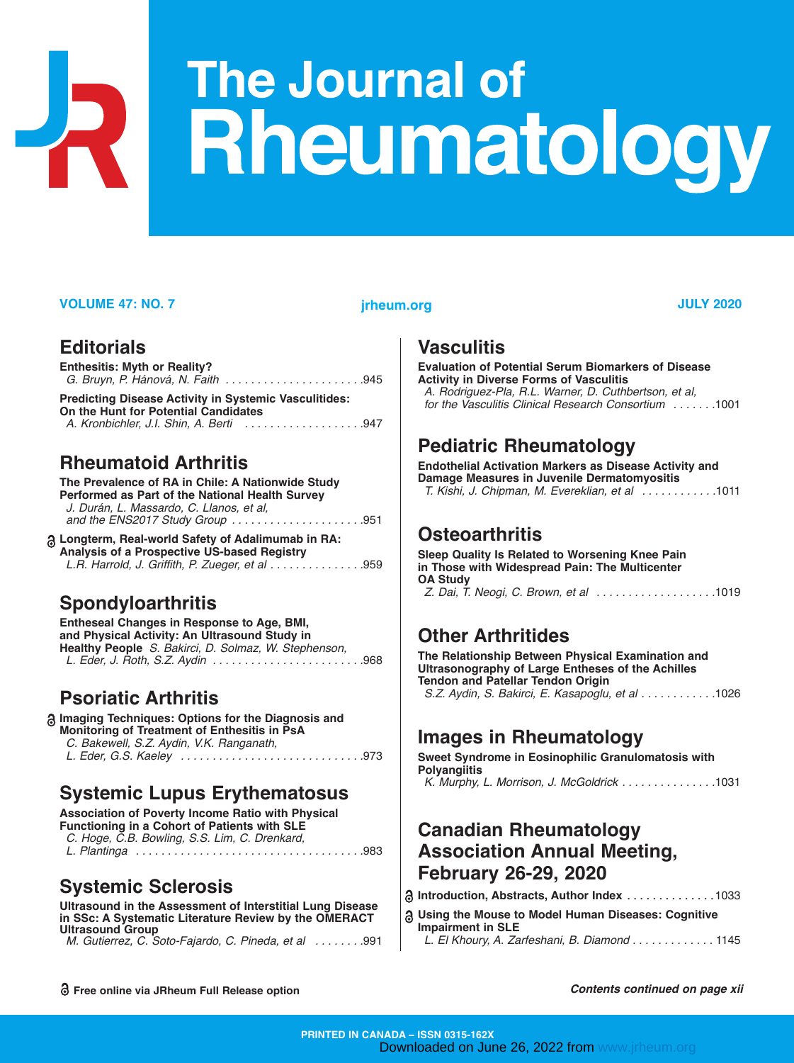# The Journal of Rheumatology

VOLUME 47: NO. 7 — jrheum.org — JULY 2020

## Editorials

**Enthesitis: Myth or Reality?**
*G. Bruyn, P. Hánová, N. Faith* ....945

**Predicting Disease Activity in Systemic Vasculitides: On the Hunt for Potential Candidates**
*A. Kronbichler, J.I. Shin, A. Berti* ....947

## Rheumatoid Arthritis

**The Prevalence of RA in Chile: A Nationwide Study Performed as Part of the National Health Survey**
*J. Durán, L. Massardo, C. Llanos, et al, and the ENS2017 Study Group* ....951

**Longterm, Real-world Safety of Adalimumab in RA: Analysis of a Prospective US-based Registry**
*L.R. Harrold, J. Griffith, P. Zueger, et al* ....959

## Spondyloarthritis

**Entheseal Changes in Response to Age, BMI, and Physical Activity: An Ultrasound Study in Healthy People** *S. Bakirci, D. Solmaz, W. Stephenson, L. Eder, J. Roth, S.Z. Aydin* ....968

## Psoriatic Arthritis

**Imaging Techniques: Options for the Diagnosis and Monitoring of Treatment of Enthesitis in PsA**
*C. Bakewell, S.Z. Aydin, V.K. Ranganath, L. Eder, G.S. Kaeley* ....973

## Systemic Lupus Erythematosus

**Association of Poverty Income Ratio with Physical Functioning in a Cohort of Patients with SLE**
*C. Hoge, C.B. Bowling, S.S. Lim, C. Drenkard, L. Plantinga* ....983

## Systemic Sclerosis

**Ultrasound in the Assessment of Interstitial Lung Disease in SSc: A Systematic Literature Review by the OMERACT Ultrasound Group**
*M. Gutierrez, C. Soto-Fajardo, C. Pineda, et al* ....991

## Vasculitis

**Evaluation of Potential Serum Biomarkers of Disease Activity in Diverse Forms of Vasculitis**
*A. Rodriguez-Pla, R.L. Warner, D. Cuthbertson, et al, for the Vasculitis Clinical Research Consortium* ....1001

## Pediatric Rheumatology

**Endothelial Activation Markers as Disease Activity and Damage Measures in Juvenile Dermatomyositis**
*T. Kishi, J. Chipman, M. Evereklian, et al* ....1011

## Osteoarthritis

**Sleep Quality Is Related to Worsening Knee Pain in Those with Widespread Pain: The Multicenter OA Study**
*Z. Dai, T. Neogi, C. Brown, et al* ....1019

## Other Arthritides

**The Relationship Between Physical Examination and Ultrasonography of Large Entheses of the Achilles Tendon and Patellar Tendon Origin**
*S.Z. Aydin, S. Bakirci, E. Kasapoglu, et al* ....1026

## Images in Rheumatology

**Sweet Syndrome in Eosinophilic Granulomatosis with Polyangiitis**
*K. Murphy, L. Morrison, J. McGoldrick* ....1031

## Canadian Rheumatology Association Annual Meeting, February 26-29, 2020

**Introduction, Abstracts, Author Index** ....1033

**Using the Mouse to Model Human Diseases: Cognitive Impairment in SLE**
*L. El Khoury, A. Zarfeshani, B. Diamond* ....1145

**Free online via JRheum Full Release option** (marked with open-lock symbol)

*Contents continued on page xii*

PRINTED IN CANADA – ISSN 0315-162X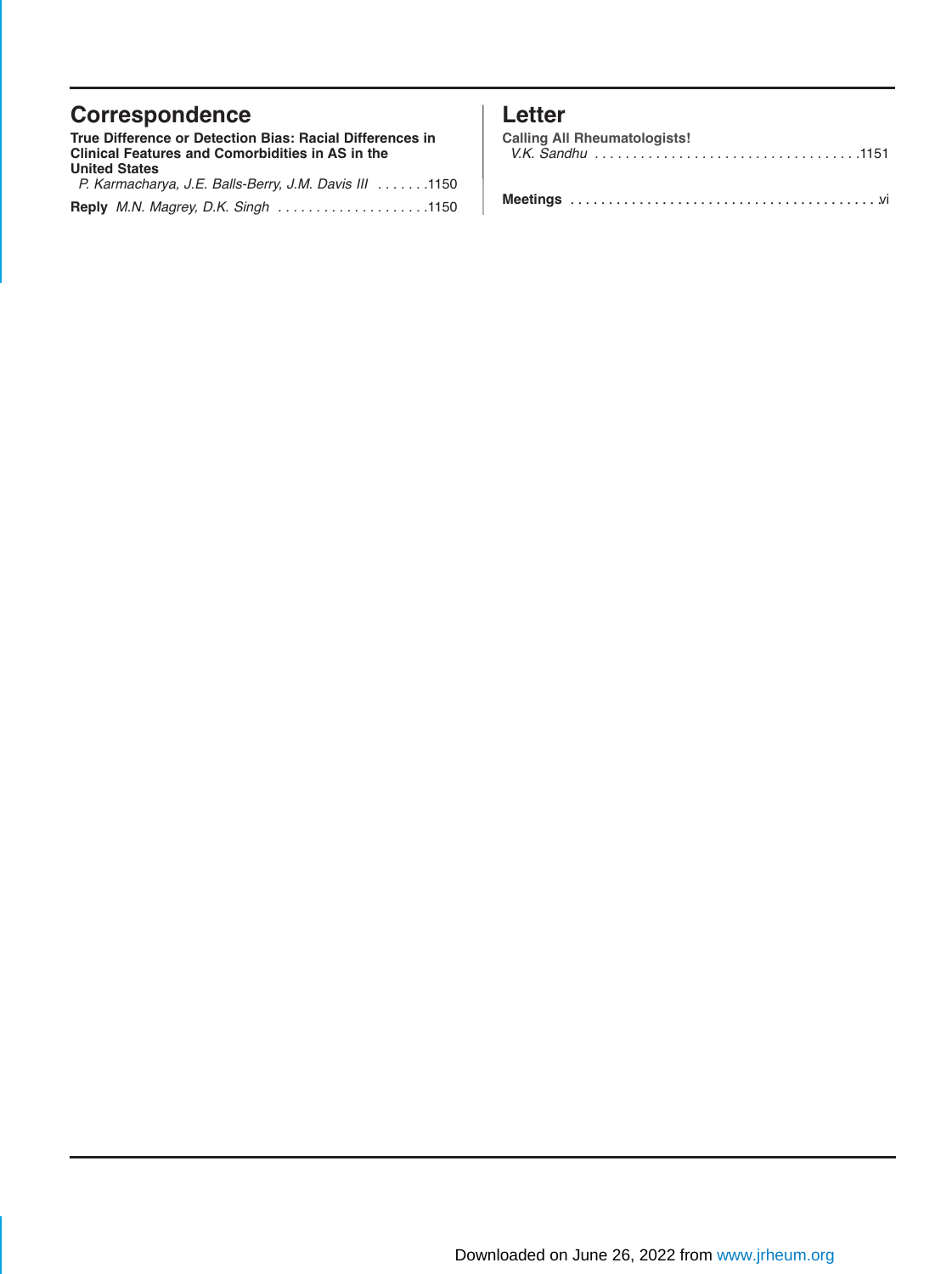## Correspondence

**True Difference or Detection Bias: Racial Differences in Clinical Features and Comorbidities in AS in the United States**
*P. Karmacharya, J.E. Balls-Berry, J.M. Davis III* .......1150

**Reply** *M.N. Magrey, D.K. Singh* ....................1150

## Letter

**Calling All Rheumatologists!**
*V.K. Sandhu* ..................................1151

**Meetings** .........................................vi

Downloaded on June 26, 2022 from www.jrheum.org